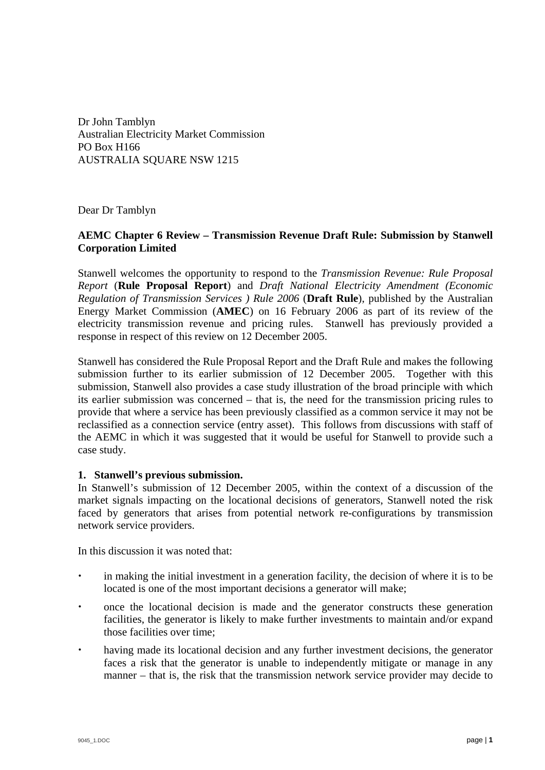Dr John Tamblyn
Australian Electricity Market Commission
PO Box H166
AUSTRALIA SQUARE NSW 1215

Dear Dr Tamblyn

**AEMC Chapter 6 Review – Transmission Revenue Draft Rule: Submission by Stanwell Corporation Limited**

Stanwell welcomes the opportunity to respond to the *Transmission Revenue: Rule Proposal Report* (**Rule Proposal Report**) and *Draft National Electricity Amendment (Economic Regulation of Transmission Services ) Rule 2006* (**Draft Rule**), published by the Australian Energy Market Commission (**AMEC**) on 16 February 2006 as part of its review of the electricity transmission revenue and pricing rules. Stanwell has previously provided a response in respect of this review on 12 December 2005.

Stanwell has considered the Rule Proposal Report and the Draft Rule and makes the following submission further to its earlier submission of 12 December 2005. Together with this submission, Stanwell also provides a case study illustration of the broad principle with which its earlier submission was concerned – that is, the need for the transmission pricing rules to provide that where a service has been previously classified as a common service it may not be reclassified as a connection service (entry asset). This follows from discussions with staff of the AEMC in which it was suggested that it would be useful for Stanwell to provide such a case study.

**1. Stanwell's previous submission.**

In Stanwell's submission of 12 December 2005, within the context of a discussion of the market signals impacting on the locational decisions of generators, Stanwell noted the risk faced by generators that arises from potential network re-configurations by transmission network service providers.

In this discussion it was noted that:

- in making the initial investment in a generation facility, the decision of where it is to be located is one of the most important decisions a generator will make;
- once the locational decision is made and the generator constructs these generation facilities, the generator is likely to make further investments to maintain and/or expand those facilities over time;
- having made its locational decision and any further investment decisions, the generator faces a risk that the generator is unable to independently mitigate or manage in any manner – that is, the risk that the transmission network service provider may decide to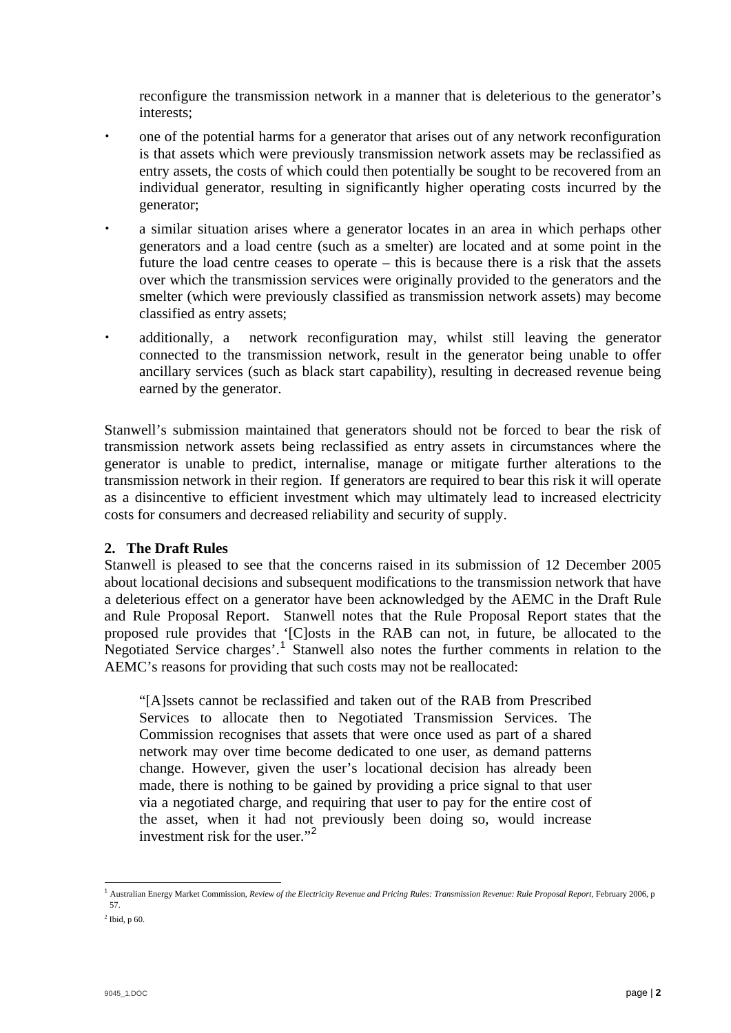reconfigure the transmission network in a manner that is deleterious to the generator's interests;

- one of the potential harms for a generator that arises out of any network reconfiguration is that assets which were previously transmission network assets may be reclassified as entry assets, the costs of which could then potentially be sought to be recovered from an individual generator, resulting in significantly higher operating costs incurred by the generator;
- a similar situation arises where a generator locates in an area in which perhaps other generators and a load centre (such as a smelter) are located and at some point in the future the load centre ceases to operate – this is because there is a risk that the assets over which the transmission services were originally provided to the generators and the smelter (which were previously classified as transmission network assets) may become classified as entry assets;
- additionally, a network reconfiguration may, whilst still leaving the generator connected to the transmission network, result in the generator being unable to offer ancillary services (such as black start capability), resulting in decreased revenue being earned by the generator.

Stanwell's submission maintained that generators should not be forced to bear the risk of transmission network assets being reclassified as entry assets in circumstances where the generator is unable to predict, internalise, manage or mitigate further alterations to the transmission network in their region. If generators are required to bear this risk it will operate as a disincentive to efficient investment which may ultimately lead to increased electricity costs for consumers and decreased reliability and security of supply.

## 2. The Draft Rules

Stanwell is pleased to see that the concerns raised in its submission of 12 December 2005 about locational decisions and subsequent modifications to the transmission network that have a deleterious effect on a generator have been acknowledged by the AEMC in the Draft Rule and Rule Proposal Report. Stanwell notes that the Rule Proposal Report states that the proposed rule provides that '[C]osts in the RAB can not, in future, be allocated to the Negotiated Service charges'.[1] Stanwell also notes the further comments in relation to the AEMC's reasons for providing that such costs may not be reallocated:

> "[A]ssets cannot be reclassified and taken out of the RAB from Prescribed Services to allocate then to Negotiated Transmission Services. The Commission recognises that assets that were once used as part of a shared network may over time become dedicated to one user, as demand patterns change. However, given the user's locational decision has already been made, there is nothing to be gained by providing a price signal to that user via a negotiated charge, and requiring that user to pay for the entire cost of the asset, when it had not previously been doing so, would increase investment risk for the user."[2]

---

[1] Australian Energy Market Commission, *Review of the Electricity Revenue and Pricing Rules: Transmission Revenue: Rule Proposal Report*, February 2006, p 57.

[2] Ibid, p 60.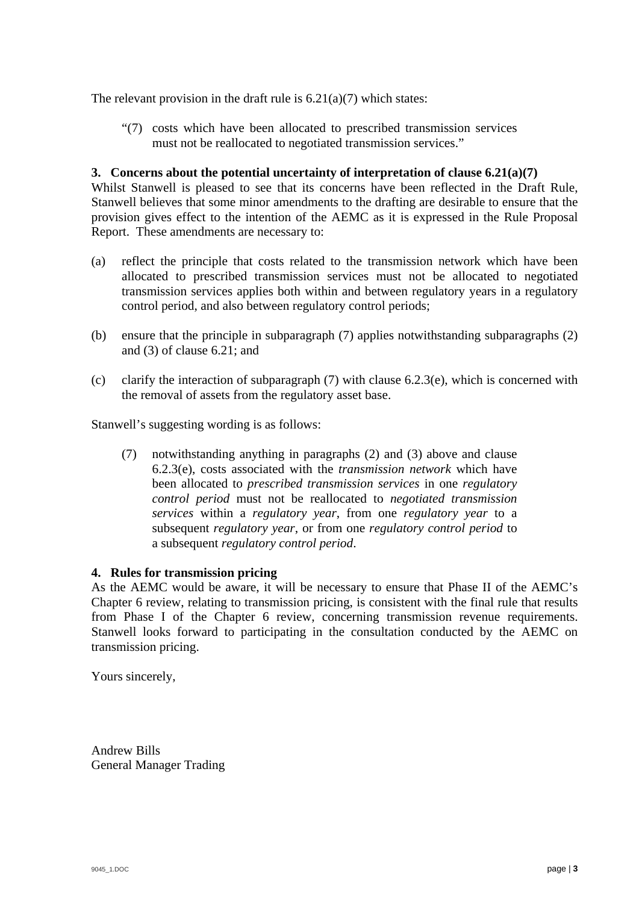The relevant provision in the draft rule is 6.21(a)(7) which states:

> "(7) costs which have been allocated to prescribed transmission services must not be reallocated to negotiated transmission services."

### 3. Concerns about the potential uncertainty of interpretation of clause 6.21(a)(7)

Whilst Stanwell is pleased to see that its concerns have been reflected in the Draft Rule, Stanwell believes that some minor amendments to the drafting are desirable to ensure that the provision gives effect to the intention of the AEMC as it is expressed in the Rule Proposal Report. These amendments are necessary to:

(a) reflect the principle that costs related to the transmission network which have been allocated to prescribed transmission services must not be allocated to negotiated transmission services applies both within and between regulatory years in a regulatory control period, and also between regulatory control periods;

(b) ensure that the principle in subparagraph (7) applies notwithstanding subparagraphs (2) and (3) of clause 6.21; and

(c) clarify the interaction of subparagraph (7) with clause 6.2.3(e), which is concerned with the removal of assets from the regulatory asset base.

Stanwell's suggesting wording is as follows:

> (7) notwithstanding anything in paragraphs (2) and (3) above and clause 6.2.3(e), costs associated with the *transmission network* which have been allocated to *prescribed transmission services* in one *regulatory control period* must not be reallocated to *negotiated transmission services* within a *regulatory year*, from one *regulatory year* to a subsequent *regulatory year*, or from one *regulatory control period* to a subsequent *regulatory control period*.

### 4. Rules for transmission pricing

As the AEMC would be aware, it will be necessary to ensure that Phase II of the AEMC's Chapter 6 review, relating to transmission pricing, is consistent with the final rule that results from Phase I of the Chapter 6 review, concerning transmission revenue requirements. Stanwell looks forward to participating in the consultation conducted by the AEMC on transmission pricing.

Yours sincerely,

Andrew Bills
General Manager Trading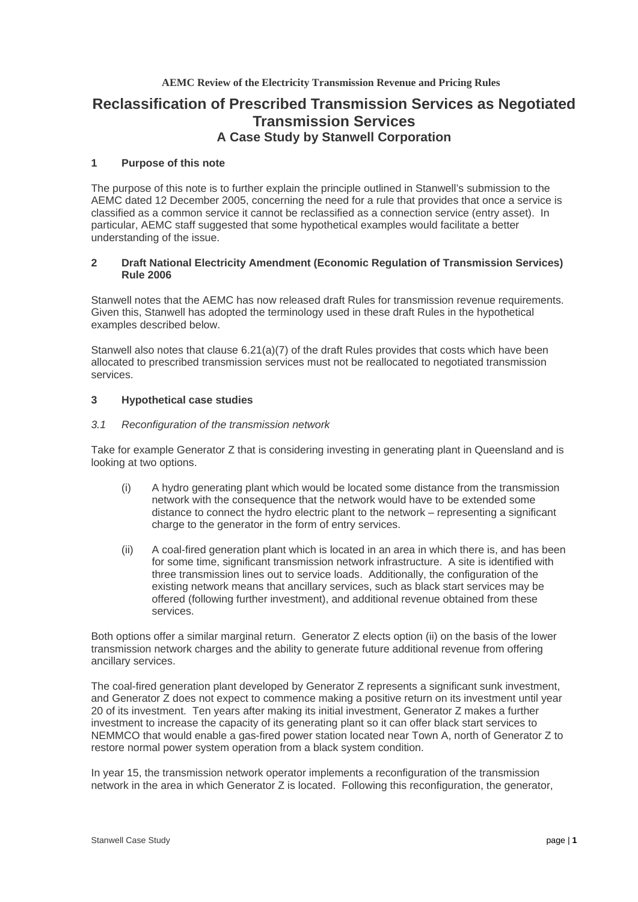**AEMC Review of the Electricity Transmission Revenue and Pricing Rules**

# Reclassification of Prescribed Transmission Services as Negotiated Transmission Services

## A Case Study by Stanwell Corporation

### 1 Purpose of this note

The purpose of this note is to further explain the principle outlined in Stanwell's submission to the AEMC dated 12 December 2005, concerning the need for a rule that provides that once a service is classified as a common service it cannot be reclassified as a connection service (entry asset). In particular, AEMC staff suggested that some hypothetical examples would facilitate a better understanding of the issue.

### 2 Draft National Electricity Amendment (Economic Regulation of Transmission Services) Rule 2006

Stanwell notes that the AEMC has now released draft Rules for transmission revenue requirements. Given this, Stanwell has adopted the terminology used in these draft Rules in the hypothetical examples described below.

Stanwell also notes that clause 6.21(a)(7) of the draft Rules provides that costs which have been allocated to prescribed transmission services must not be reallocated to negotiated transmission services.

### 3 Hypothetical case studies

#### *3.1 Reconfiguration of the transmission network*

Take for example Generator Z that is considering investing in generating plant in Queensland and is looking at two options.

(i) A hydro generating plant which would be located some distance from the transmission network with the consequence that the network would have to be extended some distance to connect the hydro electric plant to the network – representing a significant charge to the generator in the form of entry services.

(ii) A coal-fired generation plant which is located in an area in which there is, and has been for some time, significant transmission network infrastructure. A site is identified with three transmission lines out to service loads. Additionally, the configuration of the existing network means that ancillary services, such as black start services may be offered (following further investment), and additional revenue obtained from these services.

Both options offer a similar marginal return. Generator Z elects option (ii) on the basis of the lower transmission network charges and the ability to generate future additional revenue from offering ancillary services.

The coal-fired generation plant developed by Generator Z represents a significant sunk investment, and Generator Z does not expect to commence making a positive return on its investment until year 20 of its investment. Ten years after making its initial investment, Generator Z makes a further investment to increase the capacity of its generating plant so it can offer black start services to NEMMCO that would enable a gas-fired power station located near Town A, north of Generator Z to restore normal power system operation from a black system condition.

In year 15, the transmission network operator implements a reconfiguration of the transmission network in the area in which Generator Z is located. Following this reconfiguration, the generator,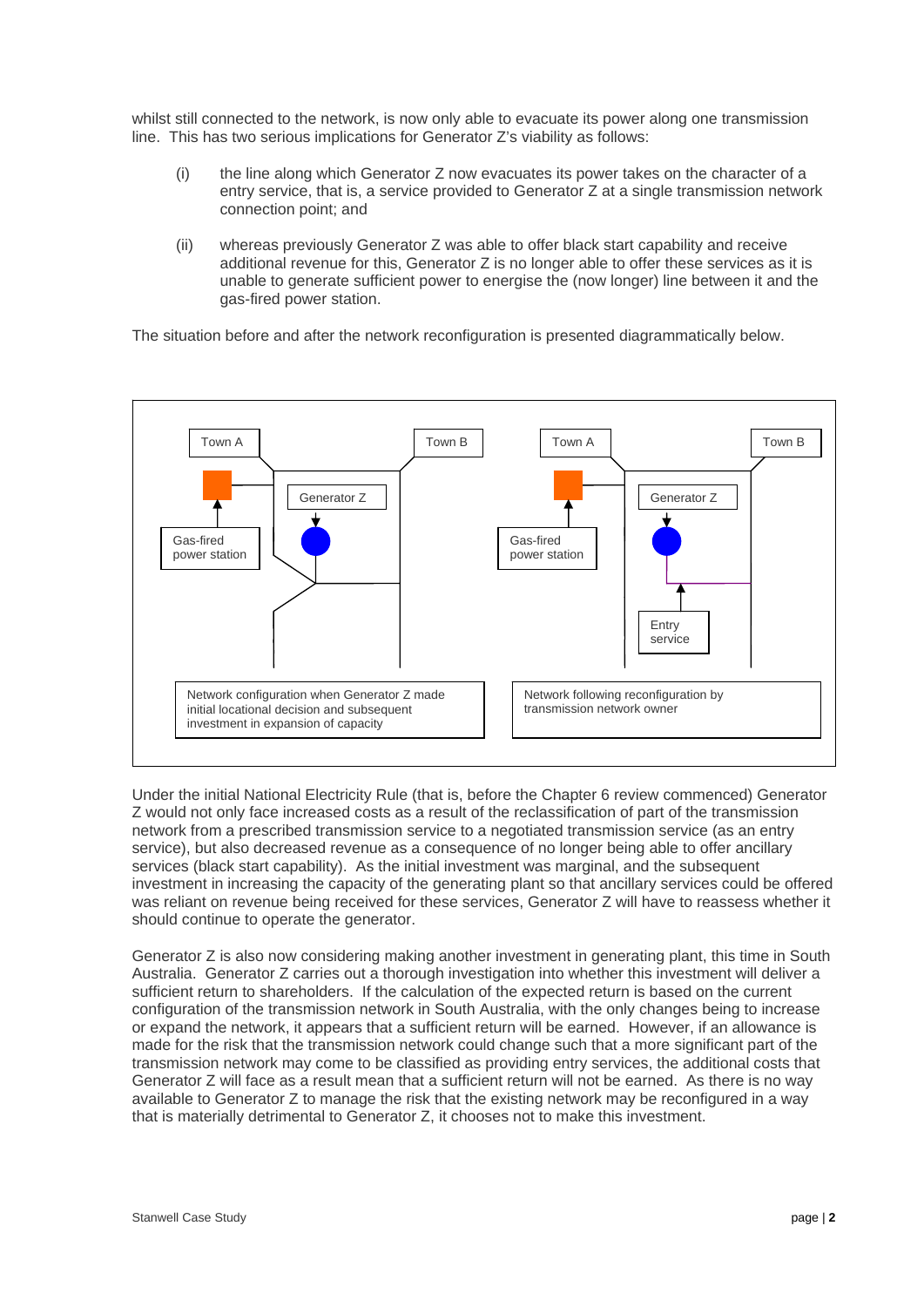whilst still connected to the network, is now only able to evacuate its power along one transmission line. This has two serious implications for Generator Z's viability as follows:

(i) the line along which Generator Z now evacuates its power takes on the character of a entry service, that is, a service provided to Generator Z at a single transmission network connection point; and

(ii) whereas previously Generator Z was able to offer black start capability and receive additional revenue for this, Generator Z is no longer able to offer these services as it is unable to generate sufficient power to energise the (now longer) line between it and the gas-fired power station.

The situation before and after the network reconfiguration is presented diagrammatically below.

Town A | Town B | Generator Z | Gas-fired power station

Network configuration when Generator Z made initial locational decision and subsequent investment in expansion of capacity

Town A | Town B | Generator Z | Gas-fired power station | Entry service

Network following reconfiguration by transmission network owner

Under the initial National Electricity Rule (that is, before the Chapter 6 review commenced) Generator Z would not only face increased costs as a result of the reclassification of part of the transmission network from a prescribed transmission service to a negotiated transmission service (as an entry service), but also decreased revenue as a consequence of no longer being able to offer ancillary services (black start capability). As the initial investment was marginal, and the subsequent investment in increasing the capacity of the generating plant so that ancillary services could be offered was reliant on revenue being received for these services, Generator Z will have to reassess whether it should continue to operate the generator.

Generator Z is also now considering making another investment in generating plant, this time in South Australia. Generator Z carries out a thorough investigation into whether this investment will deliver a sufficient return to shareholders. If the calculation of the expected return is based on the current configuration of the transmission network in South Australia, with the only changes being to increase or expand the network, it appears that a sufficient return will be earned. However, if an allowance is made for the risk that the transmission network could change such that a more significant part of the transmission network may come to be classified as providing entry services, the additional costs that Generator Z will face as a result mean that a sufficient return will not be earned. As there is no way available to Generator Z to manage the risk that the existing network may be reconfigured in a way that is materially detrimental to Generator Z, it chooses not to make this investment.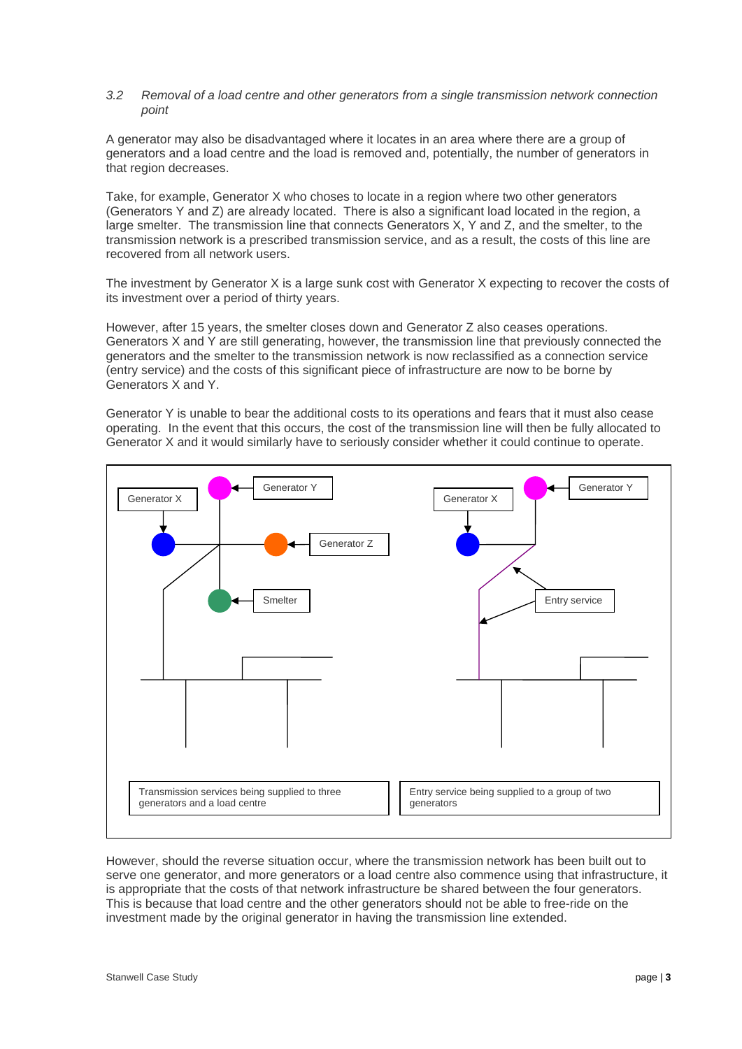*3.2 Removal of a load centre and other generators from a single transmission network connection point*

A generator may also be disadvantaged where it locates in an area where there are a group of generators and a load centre and the load is removed and, potentially, the number of generators in that region decreases.

Take, for example, Generator X who choses to locate in a region where two other generators (Generators Y and Z) are already located. There is also a significant load located in the region, a large smelter. The transmission line that connects Generators X, Y and Z, and the smelter, to the transmission network is a prescribed transmission service, and as a result, the costs of this line are recovered from all network users.

The investment by Generator X is a large sunk cost with Generator X expecting to recover the costs of its investment over a period of thirty years.

However, after 15 years, the smelter closes down and Generator Z also ceases operations. Generators X and Y are still generating, however, the transmission line that previously connected the generators and the smelter to the transmission network is now reclassified as a connection service (entry service) and the costs of this significant piece of infrastructure are now to be borne by Generators X and Y.

Generator Y is unable to bear the additional costs to its operations and fears that it must also cease operating. In the event that this occurs, the cost of the transmission line will then be fully allocated to Generator X and it would similarly have to seriously consider whether it could continue to operate.

Generator X | Generator Y | Generator Z | Smelter

Generator X | Generator Y | Entry service

Transmission services being supplied to three generators and a load centre

Entry service being supplied to a group of two generators

However, should the reverse situation occur, where the transmission network has been built out to serve one generator, and more generators or a load centre also commence using that infrastructure, it is appropriate that the costs of that network infrastructure be shared between the four generators. This is because that load centre and the other generators should not be able to free-ride on the investment made by the original generator in having the transmission line extended.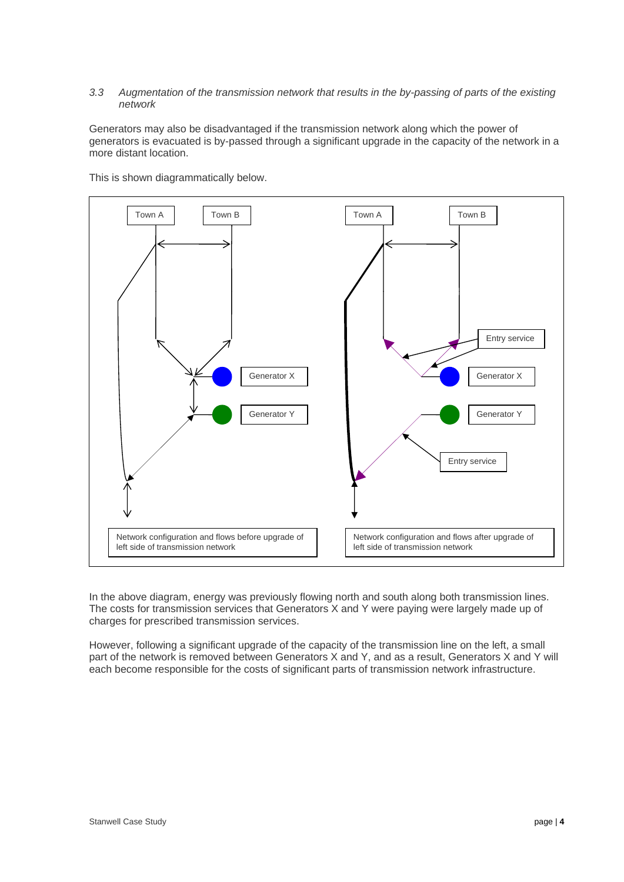### 3.3 *Augmentation of the transmission network that results in the by-passing of parts of the existing network*

Generators may also be disadvantaged if the transmission network along which the power of generators is evacuated is by-passed through a significant upgrade in the capacity of the network in a more distant location.

This is shown diagrammatically below.

Town A
Town B
Generator X
Generator Y
Network configuration and flows before upgrade of left side of transmission network

Town A
Town B
Entry service
Generator X
Generator Y
Entry service
Network configuration and flows after upgrade of left side of transmission network

In the above diagram, energy was previously flowing north and south along both transmission lines. The costs for transmission services that Generators X and Y were paying were largely made up of charges for prescribed transmission services.

However, following a significant upgrade of the capacity of the transmission line on the left, a small part of the network is removed between Generators X and Y, and as a result, Generators X and Y will each become responsible for the costs of significant parts of transmission network infrastructure.